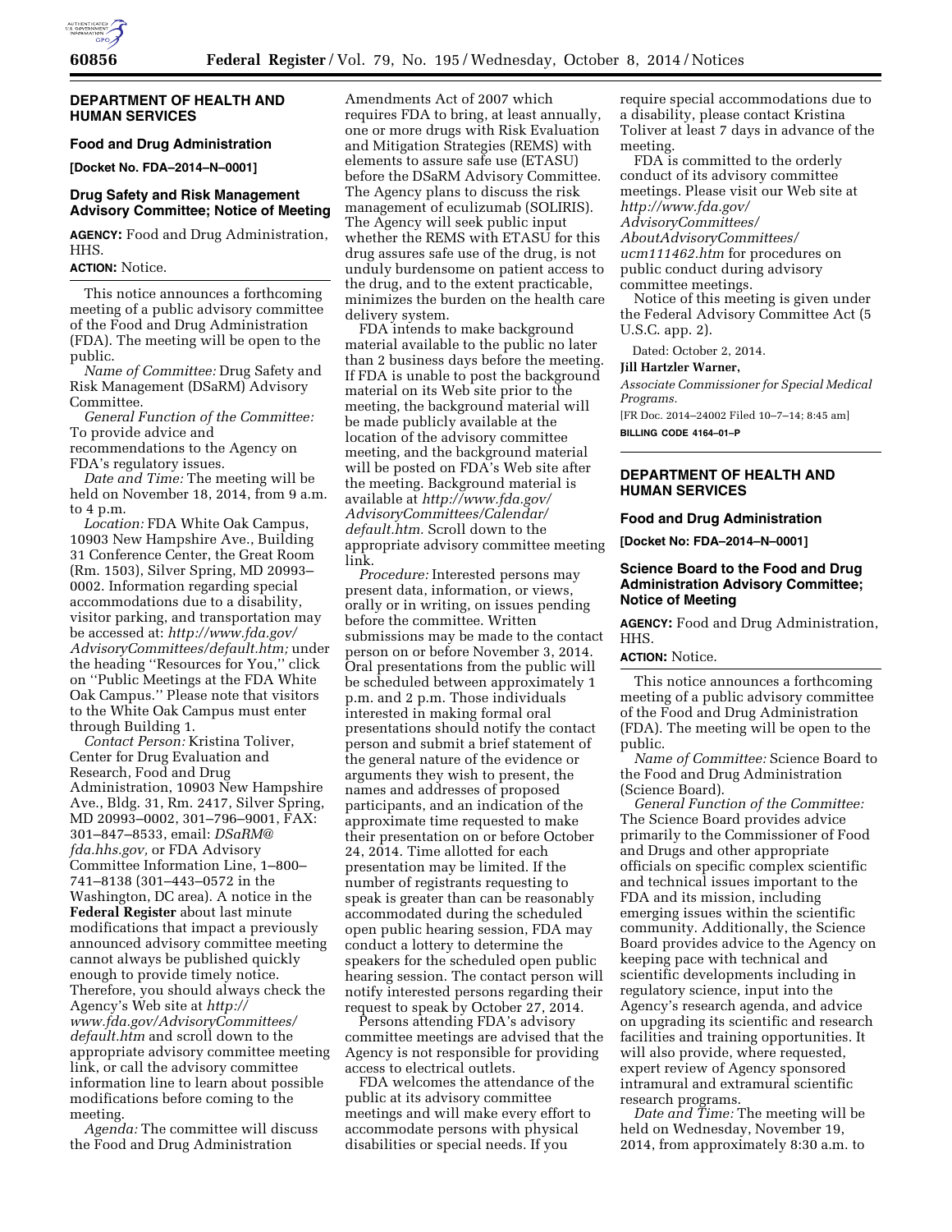## DEPARTMENT OF HEALTH AND HUMAN SERVICES

### Food and Drug Administration

**[Docket No. FDA–2014–N–0001]**

### Drug Safety and Risk Management Advisory Committee; Notice of Meeting

**AGENCY:** Food and Drug Administration, HHS.

**ACTION:** Notice.

This notice announces a forthcoming meeting of a public advisory committee of the Food and Drug Administration (FDA). The meeting will be open to the public.

*Name of Committee:* Drug Safety and Risk Management (DSaRM) Advisory Committee.

*General Function of the Committee:* To provide advice and recommendations to the Agency on FDA's regulatory issues.

*Date and Time:* The meeting will be held on November 18, 2014, from 9 a.m. to 4 p.m.

*Location:* FDA White Oak Campus, 10903 New Hampshire Ave., Building 31 Conference Center, the Great Room (Rm. 1503), Silver Spring, MD 20993–0002. Information regarding special accommodations due to a disability, visitor parking, and transportation may be accessed at: *http://www.fda.gov/AdvisoryCommittees/default.htm;* under the heading ''Resources for You,'' click on ''Public Meetings at the FDA White Oak Campus.'' Please note that visitors to the White Oak Campus must enter through Building 1.

*Contact Person:* Kristina Toliver, Center for Drug Evaluation and Research, Food and Drug Administration, 10903 New Hampshire Ave., Bldg. 31, Rm. 2417, Silver Spring, MD 20993–0002, 301–796–9001, FAX: 301–847–8533, email: *DSaRM@fda.hhs.gov,* or FDA Advisory Committee Information Line, 1–800–741–8138 (301–443–0572 in the Washington, DC area). A notice in the **Federal Register** about last minute modifications that impact a previously announced advisory committee meeting cannot always be published quickly enough to provide timely notice. Therefore, you should always check the Agency's Web site at *http://www.fda.gov/AdvisoryCommittees/default.htm* and scroll down to the appropriate advisory committee meeting link, or call the advisory committee information line to learn about possible modifications before coming to the meeting.

*Agenda:* The committee will discuss the Food and Drug Administration Amendments Act of 2007 which requires FDA to bring, at least annually, one or more drugs with Risk Evaluation and Mitigation Strategies (REMS) with elements to assure safe use (ETASU) before the DSaRM Advisory Committee. The Agency plans to discuss the risk management of eculizumab (SOLIRIS). The Agency will seek public input whether the REMS with ETASU for this drug assures safe use of the drug, is not unduly burdensome on patient access to the drug, and to the extent practicable, minimizes the burden on the health care delivery system.

FDA intends to make background material available to the public no later than 2 business days before the meeting. If FDA is unable to post the background material on its Web site prior to the meeting, the background material will be made publicly available at the location of the advisory committee meeting, and the background material will be posted on FDA's Web site after the meeting. Background material is available at *http://www.fda.gov/AdvisoryCommittees/Calendar/default.htm.* Scroll down to the appropriate advisory committee meeting link.

*Procedure:* Interested persons may present data, information, or views, orally or in writing, on issues pending before the committee. Written submissions may be made to the contact person on or before November 3, 2014. Oral presentations from the public will be scheduled between approximately 1 p.m. and 2 p.m. Those individuals interested in making formal oral presentations should notify the contact person and submit a brief statement of the general nature of the evidence or arguments they wish to present, the names and addresses of proposed participants, and an indication of the approximate time requested to make their presentation on or before October 24, 2014. Time allotted for each presentation may be limited. If the number of registrants requesting to speak is greater than can be reasonably accommodated during the scheduled open public hearing session, FDA may conduct a lottery to determine the speakers for the scheduled open public hearing session. The contact person will notify interested persons regarding their request to speak by October 27, 2014.

Persons attending FDA's advisory committee meetings are advised that the Agency is not responsible for providing access to electrical outlets.

FDA welcomes the attendance of the public at its advisory committee meetings and will make every effort to accommodate persons with physical disabilities or special needs. If you require special accommodations due to a disability, please contact Kristina Toliver at least 7 days in advance of the meeting.

FDA is committed to the orderly conduct of its advisory committee meetings. Please visit our Web site at *http://www.fda.gov/AdvisoryCommittees/AboutAdvisoryCommittees/ucm111462.htm* for procedures on public conduct during advisory committee meetings.

Notice of this meeting is given under the Federal Advisory Committee Act (5 U.S.C. app. 2).

Dated: October 2, 2014.

**Jill Hartzler Warner,**

*Associate Commissioner for Special Medical Programs.*

[FR Doc. 2014–24002 Filed 10–7–14; 8:45 am]

**BILLING CODE 4164–01–P**

## DEPARTMENT OF HEALTH AND HUMAN SERVICES

### Food and Drug Administration

**[Docket No: FDA–2014–N–0001]**

### Science Board to the Food and Drug Administration Advisory Committee; Notice of Meeting

**AGENCY:** Food and Drug Administration, HHS.

**ACTION:** Notice.

This notice announces a forthcoming meeting of a public advisory committee of the Food and Drug Administration (FDA). The meeting will be open to the public.

*Name of Committee:* Science Board to the Food and Drug Administration (Science Board).

*General Function of the Committee:* The Science Board provides advice primarily to the Commissioner of Food and Drugs and other appropriate officials on specific complex scientific and technical issues important to the FDA and its mission, including emerging issues within the scientific community. Additionally, the Science Board provides advice to the Agency on keeping pace with technical and scientific developments including in regulatory science, input into the Agency's research agenda, and advice on upgrading its scientific and research facilities and training opportunities. It will also provide, where requested, expert review of Agency sponsored intramural and extramural scientific research programs.

*Date and Time:* The meeting will be held on Wednesday, November 19, 2014, from approximately 8:30 a.m. to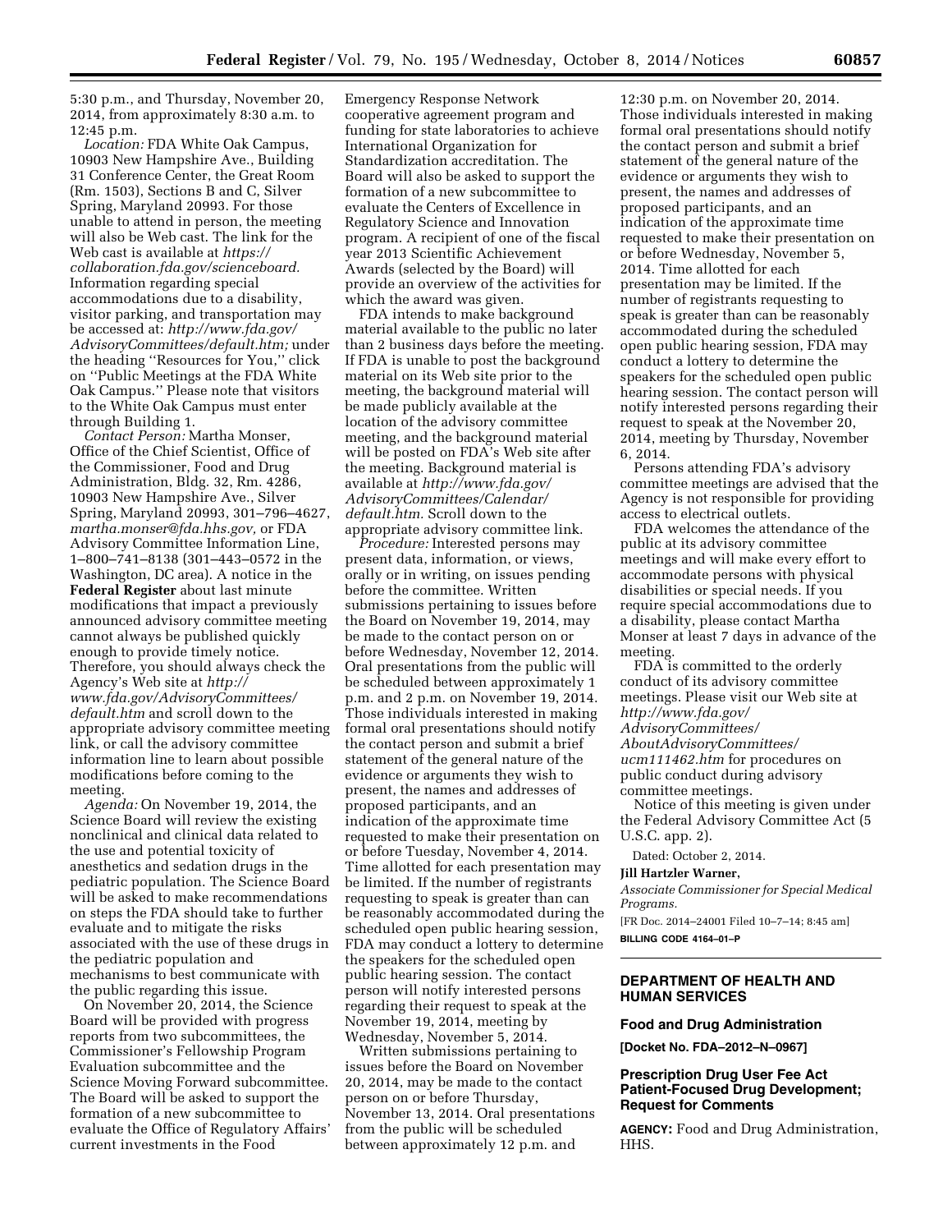5:30 p.m., and Thursday, November 20, 2014, from approximately 8:30 a.m. to 12:45 p.m.

*Location:* FDA White Oak Campus, 10903 New Hampshire Ave., Building 31 Conference Center, the Great Room (Rm. 1503), Sections B and C, Silver Spring, Maryland 20993. For those unable to attend in person, the meeting will also be Web cast. The link for the Web cast is available at *https://collaboration.fda.gov/scienceboard.* Information regarding special accommodations due to a disability, visitor parking, and transportation may be accessed at: *http://www.fda.gov/AdvisoryCommittees/default.htm;* under the heading ''Resources for You,'' click on ''Public Meetings at the FDA White Oak Campus.'' Please note that visitors to the White Oak Campus must enter through Building 1.

*Contact Person:* Martha Monser, Office of the Chief Scientist, Office of the Commissioner, Food and Drug Administration, Bldg. 32, Rm. 4286, 10903 New Hampshire Ave., Silver Spring, Maryland 20993, 301–796–4627, *martha.monser@fda.hhs.gov,* or FDA Advisory Committee Information Line, 1–800–741–8138 (301–443–0572 in the Washington, DC area). A notice in the **Federal Register** about last minute modifications that impact a previously announced advisory committee meeting cannot always be published quickly enough to provide timely notice. Therefore, you should always check the Agency's Web site at *http://www.fda.gov/AdvisoryCommittees/default.htm* and scroll down to the appropriate advisory committee meeting link, or call the advisory committee information line to learn about possible modifications before coming to the meeting.

*Agenda:* On November 19, 2014, the Science Board will review the existing nonclinical and clinical data related to the use and potential toxicity of anesthetics and sedation drugs in the pediatric population. The Science Board will be asked to make recommendations on steps the FDA should take to further evaluate and to mitigate the risks associated with the use of these drugs in the pediatric population and mechanisms to best communicate with the public regarding this issue.

On November 20, 2014, the Science Board will be provided with progress reports from two subcommittees, the Commissioner's Fellowship Program Evaluation subcommittee and the Science Moving Forward subcommittee. The Board will be asked to support the formation of a new subcommittee to evaluate the Office of Regulatory Affairs' current investments in the Food Emergency Response Network cooperative agreement program and funding for state laboratories to achieve International Organization for Standardization accreditation. The Board will also be asked to support the formation of a new subcommittee to evaluate the Centers of Excellence in Regulatory Science and Innovation program. A recipient of one of the fiscal year 2013 Scientific Achievement Awards (selected by the Board) will provide an overview of the activities for which the award was given.

FDA intends to make background material available to the public no later than 2 business days before the meeting. If FDA is unable to post the background material on its Web site prior to the meeting, the background material will be made publicly available at the location of the advisory committee meeting, and the background material will be posted on FDA's Web site after the meeting. Background material is available at *http://www.fda.gov/AdvisoryCommittees/Calendar/default.htm.* Scroll down to the appropriate advisory committee link.

*Procedure:* Interested persons may present data, information, or views, orally or in writing, on issues pending before the committee. Written submissions pertaining to issues before the Board on November 19, 2014, may be made to the contact person on or before Wednesday, November 12, 2014. Oral presentations from the public will be scheduled between approximately 1 p.m. and 2 p.m. on November 19, 2014. Those individuals interested in making formal oral presentations should notify the contact person and submit a brief statement of the general nature of the evidence or arguments they wish to present, the names and addresses of proposed participants, and an indication of the approximate time requested to make their presentation on or before Tuesday, November 4, 2014. Time allotted for each presentation may be limited. If the number of registrants requesting to speak is greater than can be reasonably accommodated during the scheduled open public hearing session, FDA may conduct a lottery to determine the speakers for the scheduled open public hearing session. The contact person will notify interested persons regarding their request to speak at the November 19, 2014, meeting by Wednesday, November 5, 2014.

Written submissions pertaining to issues before the Board on November 20, 2014, may be made to the contact person on or before Thursday, November 13, 2014. Oral presentations from the public will be scheduled between approximately 12 p.m. and 12:30 p.m. on November 20, 2014. Those individuals interested in making formal oral presentations should notify the contact person and submit a brief statement of the general nature of the evidence or arguments they wish to present, the names and addresses of proposed participants, and an indication of the approximate time requested to make their presentation on or before Wednesday, November 5, 2014. Time allotted for each presentation may be limited. If the number of registrants requesting to speak is greater than can be reasonably accommodated during the scheduled open public hearing session, FDA may conduct a lottery to determine the speakers for the scheduled open public hearing session. The contact person will notify interested persons regarding their request to speak at the November 20, 2014, meeting by Thursday, November 6, 2014.

Persons attending FDA's advisory committee meetings are advised that the Agency is not responsible for providing access to electrical outlets.

FDA welcomes the attendance of the public at its advisory committee meetings and will make every effort to accommodate persons with physical disabilities or special needs. If you require special accommodations due to a disability, please contact Martha Monser at least 7 days in advance of the meeting.

FDA is committed to the orderly conduct of its advisory committee meetings. Please visit our Web site at *http://www.fda.gov/AdvisoryCommittees/AboutAdvisoryCommittees/ucm111462.htm* for procedures on public conduct during advisory committee meetings.

Notice of this meeting is given under the Federal Advisory Committee Act (5 U.S.C. app. 2).

Dated: October 2, 2014.

**Jill Hartzler Warner,**

*Associate Commissioner for Special Medical Programs.*

[FR Doc. 2014–24001 Filed 10–7–14; 8:45 am]

**BILLING CODE 4164–01–P**

---

## DEPARTMENT OF HEALTH AND HUMAN SERVICES

### Food and Drug Administration

**[Docket No. FDA–2012–N–0967]**

### Prescription Drug User Fee Act Patient-Focused Drug Development; Request for Comments

**AGENCY:** Food and Drug Administration, HHS.